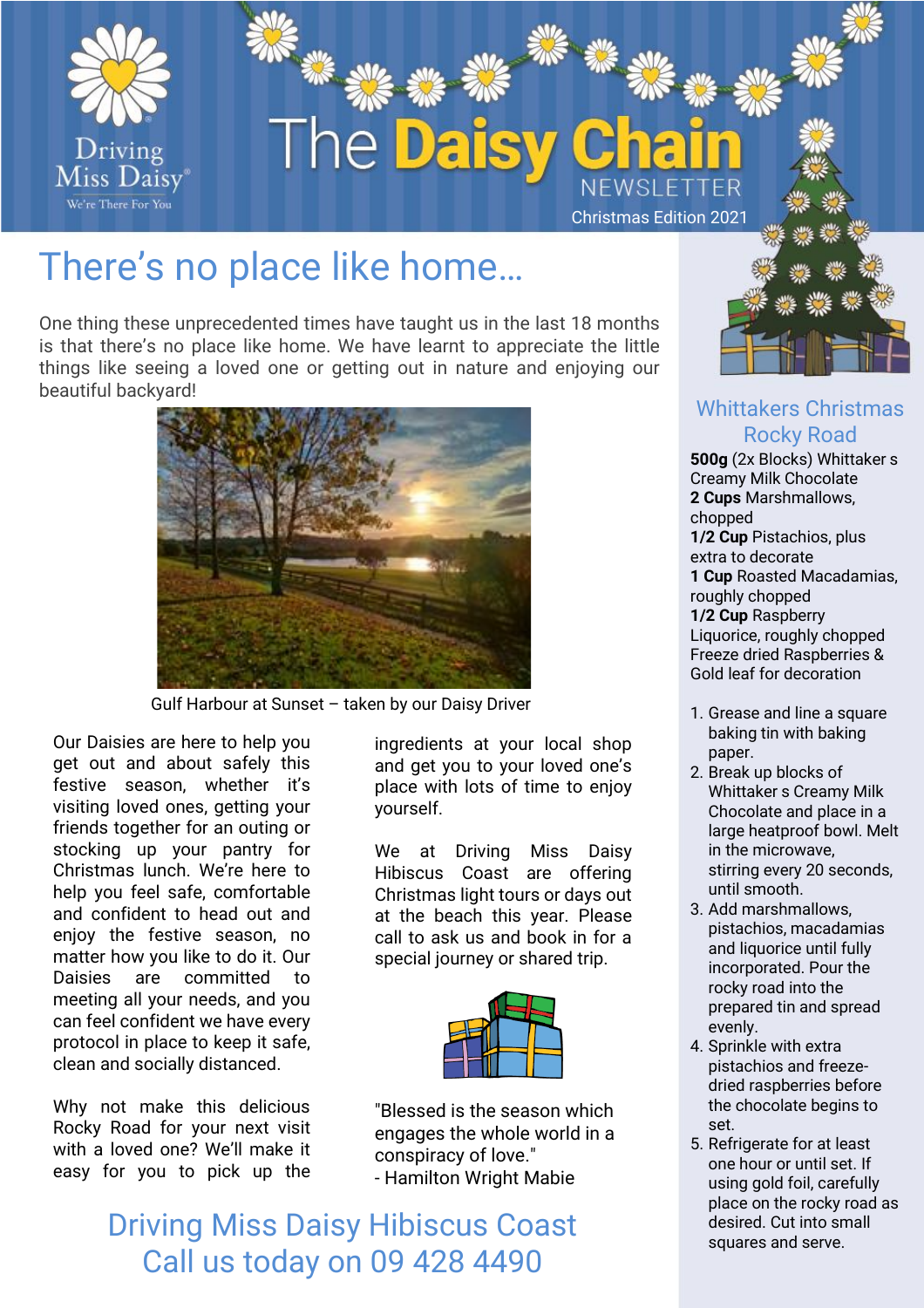Driving Miss Daisy
We're There For You

# The Daisy Chain NEWSLETTER

Christmas Edition 2021

## There's no place like home…

One thing these unprecedented times have taught us in the last 18 months is that there's no place like home. We have learnt to appreciate the little things like seeing a loved one or getting out in nature and enjoying our beautiful backyard!

Gulf Harbour at Sunset – taken by our Daisy Driver

Our Daisies are here to help you get out and about safely this festive season, whether it's visiting loved ones, getting your friends together for an outing or stocking up your pantry for Christmas lunch. We're here to help you feel safe, comfortable and confident to head out and enjoy the festive season, no matter how you like to do it. Our Daisies are committed to meeting all your needs, and you can feel confident we have every protocol in place to keep it safe, clean and socially distanced.

Why not make this delicious Rocky Road for your next visit with a loved one? We'll make it easy for you to pick up the ingredients at your local shop and get you to your loved one's place with lots of time to enjoy yourself.

We at Driving Miss Daisy Hibiscus Coast are offering Christmas light tours or days out at the beach this year. Please call to ask us and book in for a special journey or shared trip.

"Blessed is the season which engages the whole world in a conspiracy of love."
- Hamilton Wright Mabie

## Driving Miss Daisy Hibiscus Coast
## Call us today on 09 428 4490

## Whittakers Christmas Rocky Road

**500g** (2x Blocks) Whittaker s Creamy Milk Chocolate
**2 Cups** Marshmallows, chopped
**1/2 Cup** Pistachios, plus extra to decorate
**1 Cup** Roasted Macadamias, roughly chopped
**1/2 Cup** Raspberry Liquorice, roughly chopped
Freeze dried Raspberries & Gold leaf for decoration

1. Grease and line a square baking tin with baking paper.
2. Break up blocks of Whittaker s Creamy Milk Chocolate and place in a large heatproof bowl. Melt in the microwave, stirring every 20 seconds, until smooth.
3. Add marshmallows, pistachios, macadamias and liquorice until fully incorporated. Pour the rocky road into the prepared tin and spread evenly.
4. Sprinkle with extra pistachios and freeze-dried raspberries before the chocolate begins to set.
5. Refrigerate for at least one hour or until set. If using gold foil, carefully place on the rocky road as desired. Cut into small squares and serve.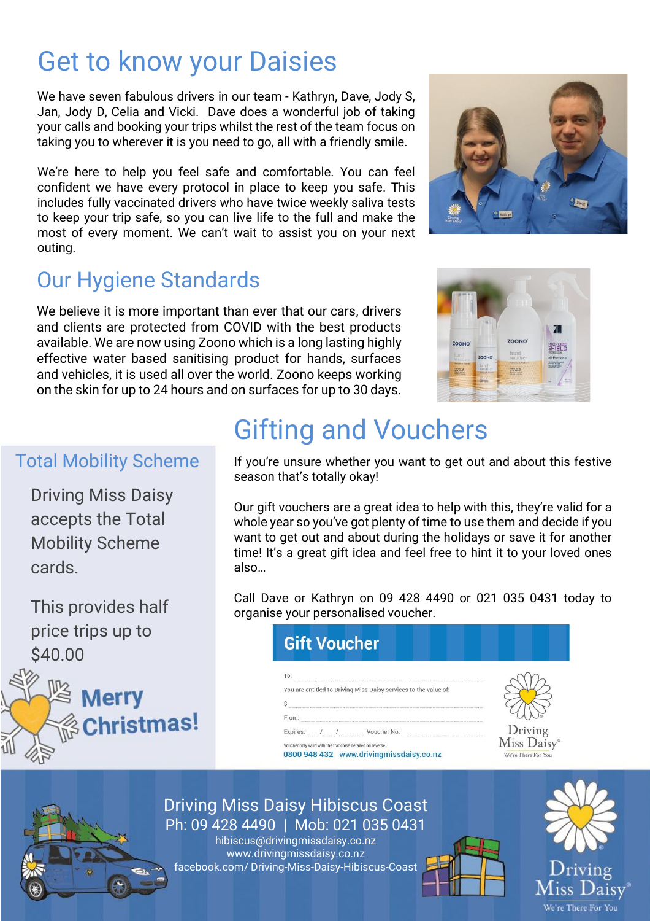# Get to know your Daisies

We have seven fabulous drivers in our team - Kathryn, Dave, Jody S, Jan, Jody D, Celia and Vicki. Dave does a wonderful job of taking your calls and booking your trips whilst the rest of the team focus on taking you to wherever it is you need to go, all with a friendly smile.

We're here to help you feel safe and comfortable. You can feel confident we have every protocol in place to keep you safe. This includes fully vaccinated drivers who have twice weekly saliva tests to keep your trip safe, so you can live life to the full and make the most of every moment. We can't wait to assist you on your next outing.

## Our Hygiene Standards

We believe it is more important than ever that our cars, drivers and clients are protected from COVID with the best products available. We are now using Zoono which is a long lasting highly effective water based sanitising product for hands, surfaces and vehicles, it is used all over the world. Zoono keeps working on the skin for up to 24 hours and on surfaces for up to 30 days.

## Total Mobility Scheme

Driving Miss Daisy accepts the Total Mobility Scheme cards.

This provides half price trips up to $40.00

Merry Christmas!

## Gifting and Vouchers

If you're unsure whether you want to get out and about this festive season that's totally okay!

Our gift vouchers are a great idea to help with this, they're valid for a whole year so you've got plenty of time to use them and decide if you want to get out and about during the holidays or save it for another time! It's a great gift idea and feel free to hint it to your loved ones also…

Call Dave or Kathryn on 09 428 4490 or 021 035 0431 today to organise your personalised voucher.

**Gift Voucher**

To: ____________________

You are entitled to Driving Miss Daisy services to the value of:

$ ____________________

From: ____________________

Expires: ___/___/______ Voucher No: ____________

Voucher only valid with the franchise detailed on reverse.

0800 948 432 www.drivingmissdaisy.co.nz

Driving Miss Daisy® We're There For You

Driving Miss Daisy Hibiscus Coast
Ph: 09 428 4490 | Mob: 021 035 0431
hibiscus@drivingmissdaisy.co.nz
www.drivingmissdaisy.co.nz
facebook.com/ Driving-Miss-Daisy-Hibiscus-Coast

Driving Miss Daisy® We're There For You